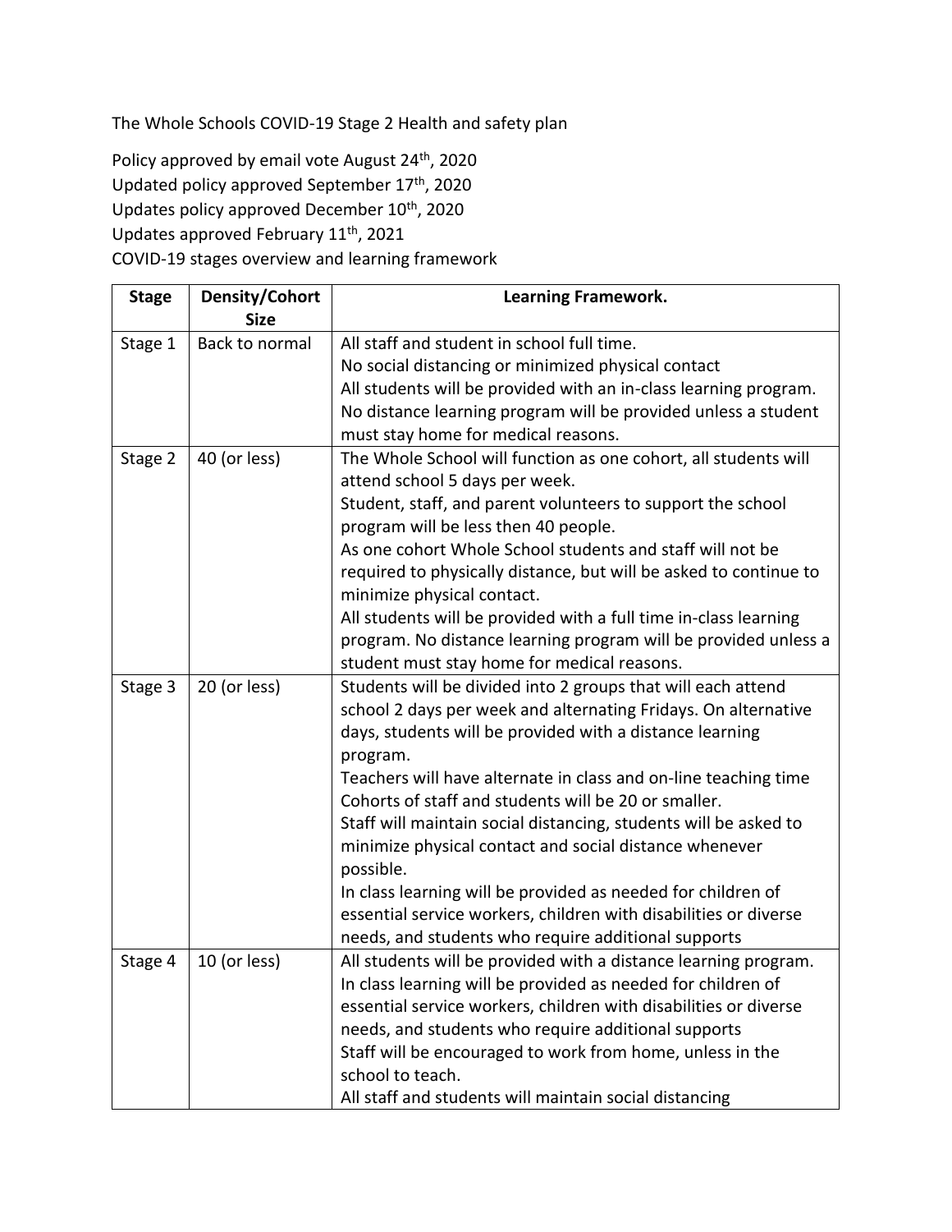The Whole Schools COVID-19 Stage 2 Health and safety plan

Policy approved by email vote August 24th, 2020
Updated policy approved September 17th, 2020
Updates policy approved December 10th, 2020
Updates approved February 11th, 2021
COVID-19 stages overview and learning framework

| **Stage** | **Density/Cohort Size** | **Learning Framework.** |
|---|---|---|
| Stage 1 | Back to normal | All staff and student in school full time.<br>No social distancing or minimized physical contact<br>All students will be provided with an in-class learning program.<br>No distance learning program will be provided unless a student must stay home for medical reasons. |
| Stage 2 | 40 (or less) | The Whole School will function as one cohort, all students will attend school 5 days per week.<br>Student, staff, and parent volunteers to support the school program will be less then 40 people.<br>As one cohort Whole School students and staff will not be required to physically distance, but will be asked to continue to minimize physical contact.<br>All students will be provided with a full time in-class learning program. No distance learning program will be provided unless a student must stay home for medical reasons. |
| Stage 3 | 20 (or less) | Students will be divided into 2 groups that will each attend school 2 days per week and alternating Fridays. On alternative days, students will be provided with a distance learning program.<br>Teachers will have alternate in class and on-line teaching time<br>Cohorts of staff and students will be 20 or smaller.<br>Staff will maintain social distancing, students will be asked to minimize physical contact and social distance whenever possible.<br>In class learning will be provided as needed for children of essential service workers, children with disabilities or diverse needs, and students who require additional supports |
| Stage 4 | 10 (or less) | All students will be provided with a distance learning program.<br>In class learning will be provided as needed for children of essential service workers, children with disabilities or diverse needs, and students who require additional supports<br>Staff will be encouraged to work from home, unless in the school to teach.<br>All staff and students will maintain social distancing |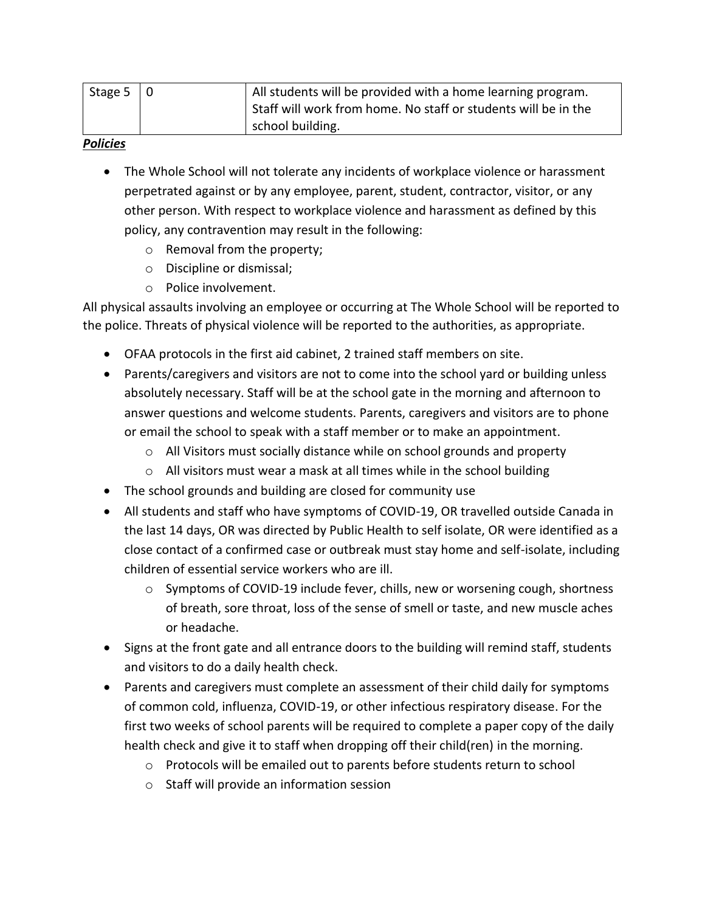| Stage 5 | 0 | All students will be provided with a home learning program. Staff will work from home. No staff or students will be in the school building. |
|---|---|---|

***Policies***

- The Whole School will not tolerate any incidents of workplace violence or harassment perpetrated against or by any employee, parent, student, contractor, visitor, or any other person. With respect to workplace violence and harassment as defined by this policy, any contravention may result in the following:
  - Removal from the property;
  - Discipline or dismissal;
  - Police involvement.

All physical assaults involving an employee or occurring at The Whole School will be reported to the police. Threats of physical violence will be reported to the authorities, as appropriate.

- OFAA protocols in the first aid cabinet, 2 trained staff members on site.
- Parents/caregivers and visitors are not to come into the school yard or building unless absolutely necessary. Staff will be at the school gate in the morning and afternoon to answer questions and welcome students. Parents, caregivers and visitors are to phone or email the school to speak with a staff member or to make an appointment.
  - All Visitors must socially distance while on school grounds and property
  - All visitors must wear a mask at all times while in the school building
- The school grounds and building are closed for community use
- All students and staff who have symptoms of COVID-19, OR travelled outside Canada in the last 14 days, OR was directed by Public Health to self isolate, OR were identified as a close contact of a confirmed case or outbreak must stay home and self-isolate, including children of essential service workers who are ill.
  - Symptoms of COVID-19 include fever, chills, new or worsening cough, shortness of breath, sore throat, loss of the sense of smell or taste, and new muscle aches or headache.
- Signs at the front gate and all entrance doors to the building will remind staff, students and visitors to do a daily health check.
- Parents and caregivers must complete an assessment of their child daily for symptoms of common cold, influenza, COVID-19, or other infectious respiratory disease. For the first two weeks of school parents will be required to complete a paper copy of the daily health check and give it to staff when dropping off their child(ren) in the morning.
  - Protocols will be emailed out to parents before students return to school
  - Staff will provide an information session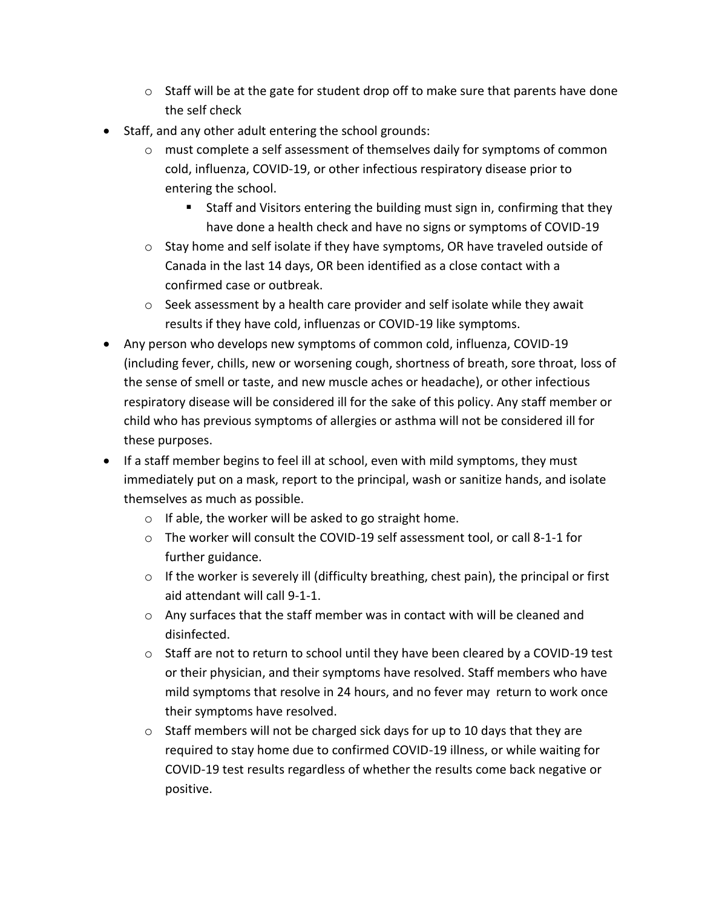- Staff will be at the gate for student drop off to make sure that parents have done the self check
- Staff, and any other adult entering the school grounds:
  - must complete a self assessment of themselves daily for symptoms of common cold, influenza, COVID-19, or other infectious respiratory disease prior to entering the school.
    - Staff and Visitors entering the building must sign in, confirming that they have done a health check and have no signs or symptoms of COVID-19
  - Stay home and self isolate if they have symptoms, OR have traveled outside of Canada in the last 14 days, OR been identified as a close contact with a confirmed case or outbreak.
  - Seek assessment by a health care provider and self isolate while they await results if they have cold, influenzas or COVID-19 like symptoms.
- Any person who develops new symptoms of common cold, influenza, COVID-19 (including fever, chills, new or worsening cough, shortness of breath, sore throat, loss of the sense of smell or taste, and new muscle aches or headache), or other infectious respiratory disease will be considered ill for the sake of this policy. Any staff member or child who has previous symptoms of allergies or asthma will not be considered ill for these purposes.
- If a staff member begins to feel ill at school, even with mild symptoms, they must immediately put on a mask, report to the principal, wash or sanitize hands, and isolate themselves as much as possible.
  - If able, the worker will be asked to go straight home.
  - The worker will consult the COVID-19 self assessment tool, or call 8-1-1 for further guidance.
  - If the worker is severely ill (difficulty breathing, chest pain), the principal or first aid attendant will call 9-1-1.
  - Any surfaces that the staff member was in contact with will be cleaned and disinfected.
  - Staff are not to return to school until they have been cleared by a COVID-19 test or their physician, and their symptoms have resolved. Staff members who have mild symptoms that resolve in 24 hours, and no fever may return to work once their symptoms have resolved.
  - Staff members will not be charged sick days for up to 10 days that they are required to stay home due to confirmed COVID-19 illness, or while waiting for COVID-19 test results regardless of whether the results come back negative or positive.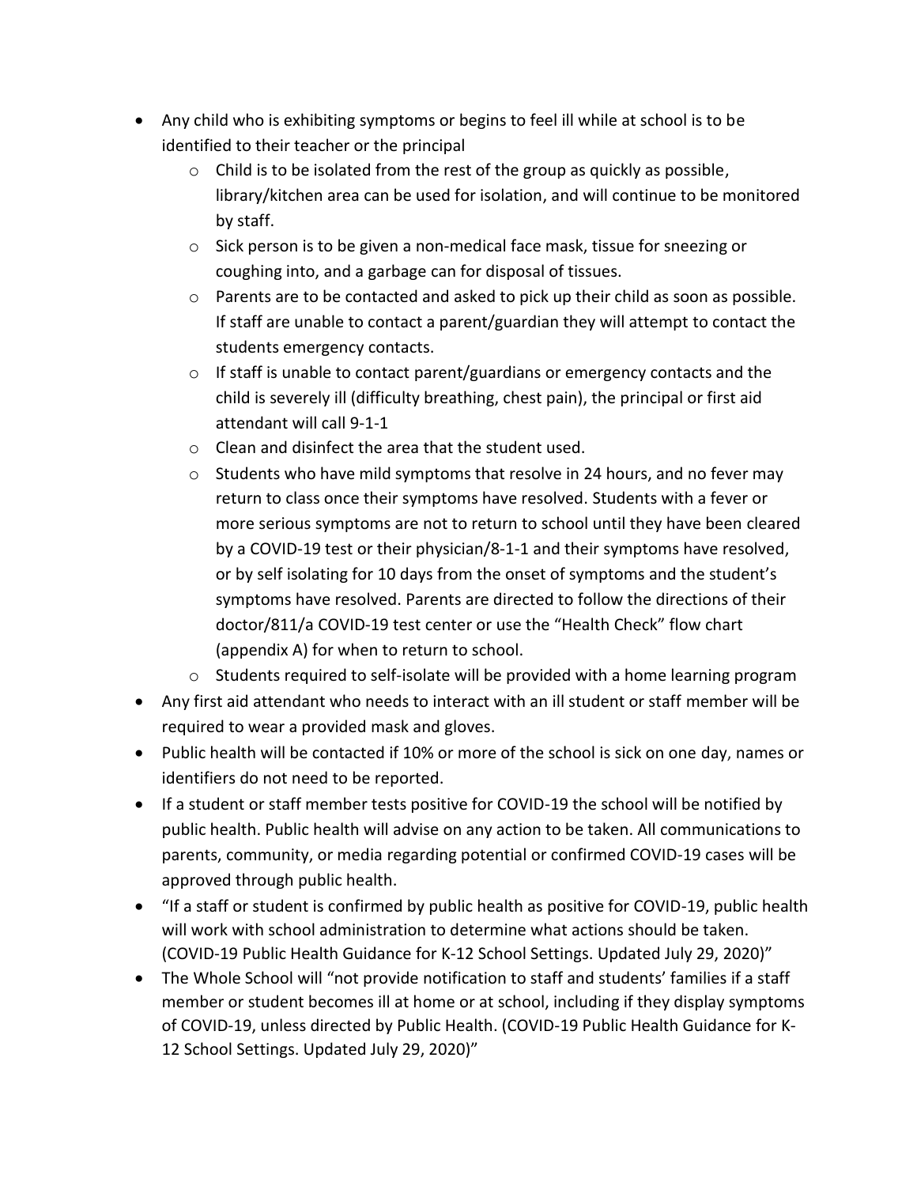- Any child who is exhibiting symptoms or begins to feel ill while at school is to be identified to their teacher or the principal
  - Child is to be isolated from the rest of the group as quickly as possible, library/kitchen area can be used for isolation, and will continue to be monitored by staff.
  - Sick person is to be given a non-medical face mask, tissue for sneezing or coughing into, and a garbage can for disposal of tissues.
  - Parents are to be contacted and asked to pick up their child as soon as possible. If staff are unable to contact a parent/guardian they will attempt to contact the students emergency contacts.
  - If staff is unable to contact parent/guardians or emergency contacts and the child is severely ill (difficulty breathing, chest pain), the principal or first aid attendant will call 9-1-1
  - Clean and disinfect the area that the student used.
  - Students who have mild symptoms that resolve in 24 hours, and no fever may return to class once their symptoms have resolved. Students with a fever or more serious symptoms are not to return to school until they have been cleared by a COVID-19 test or their physician/8-1-1 and their symptoms have resolved, or by self isolating for 10 days from the onset of symptoms and the student's symptoms have resolved. Parents are directed to follow the directions of their doctor/811/a COVID-19 test center or use the "Health Check" flow chart (appendix A) for when to return to school.
  - Students required to self-isolate will be provided with a home learning program
- Any first aid attendant who needs to interact with an ill student or staff member will be required to wear a provided mask and gloves.
- Public health will be contacted if 10% or more of the school is sick on one day, names or identifiers do not need to be reported.
- If a student or staff member tests positive for COVID-19 the school will be notified by public health. Public health will advise on any action to be taken. All communications to parents, community, or media regarding potential or confirmed COVID-19 cases will be approved through public health.
- "If a staff or student is confirmed by public health as positive for COVID-19, public health will work with school administration to determine what actions should be taken. (COVID-19 Public Health Guidance for K-12 School Settings. Updated July 29, 2020)"
- The Whole School will "not provide notification to staff and students' families if a staff member or student becomes ill at home or at school, including if they display symptoms of COVID-19, unless directed by Public Health. (COVID-19 Public Health Guidance for K-12 School Settings. Updated July 29, 2020)"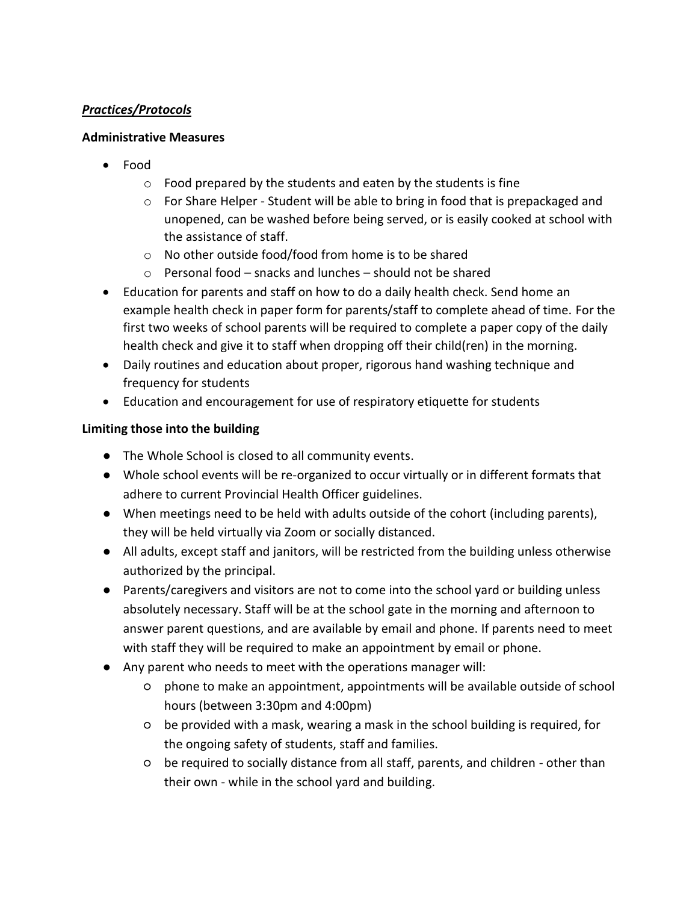***Practices/Protocols***

**Administrative Measures**

- Food
  - Food prepared by the students and eaten by the students is fine
  - For Share Helper - Student will be able to bring in food that is prepackaged and unopened, can be washed before being served, or is easily cooked at school with the assistance of staff.
  - No other outside food/food from home is to be shared
  - Personal food – snacks and lunches – should not be shared
- Education for parents and staff on how to do a daily health check. Send home an example health check in paper form for parents/staff to complete ahead of time. For the first two weeks of school parents will be required to complete a paper copy of the daily health check and give it to staff when dropping off their child(ren) in the morning.
- Daily routines and education about proper, rigorous hand washing technique and frequency for students
- Education and encouragement for use of respiratory etiquette for students

**Limiting those into the building**

- The Whole School is closed to all community events.
- Whole school events will be re-organized to occur virtually or in different formats that adhere to current Provincial Health Officer guidelines.
- When meetings need to be held with adults outside of the cohort (including parents), they will be held virtually via Zoom or socially distanced.
- All adults, except staff and janitors, will be restricted from the building unless otherwise authorized by the principal.
- Parents/caregivers and visitors are not to come into the school yard or building unless absolutely necessary. Staff will be at the school gate in the morning and afternoon to answer parent questions, and are available by email and phone. If parents need to meet with staff they will be required to make an appointment by email or phone.
- Any parent who needs to meet with the operations manager will:
  - phone to make an appointment, appointments will be available outside of school hours (between 3:30pm and 4:00pm)
  - be provided with a mask, wearing a mask in the school building is required, for the ongoing safety of students, staff and families.
  - be required to socially distance from all staff, parents, and children - other than their own - while in the school yard and building.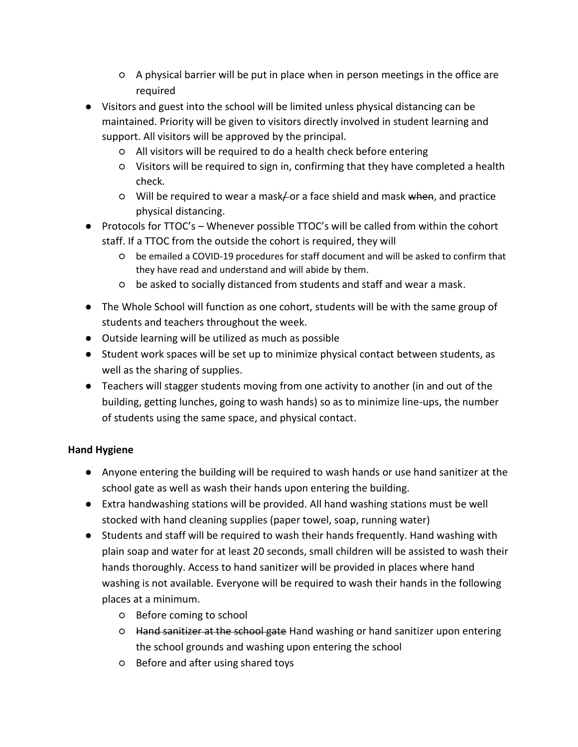- A physical barrier will be put in place when in person meetings in the office are required
- Visitors and guest into the school will be limited unless physical distancing can be maintained. Priority will be given to visitors directly involved in student learning and support. All visitors will be approved by the principal.
    - All visitors will be required to do a health check before entering
    - Visitors will be required to sign in, confirming that they have completed a health check.
    - Will be required to wear a mask~~/~~ or a face shield and mask ~~when~~, and practice physical distancing.
- Protocols for TTOC's – Whenever possible TTOC's will be called from within the cohort staff. If a TTOC from the outside the cohort is required, they will
    - be emailed a COVID-19 procedures for staff document and will be asked to confirm that they have read and understand and will abide by them.
    - be asked to socially distanced from students and staff and wear a mask.
- The Whole School will function as one cohort, students will be with the same group of students and teachers throughout the week.
- Outside learning will be utilized as much as possible
- Student work spaces will be set up to minimize physical contact between students, as well as the sharing of supplies.
- Teachers will stagger students moving from one activity to another (in and out of the building, getting lunches, going to wash hands) so as to minimize line-ups, the number of students using the same space, and physical contact.

**Hand Hygiene**

- Anyone entering the building will be required to wash hands or use hand sanitizer at the school gate as well as wash their hands upon entering the building.
- Extra handwashing stations will be provided. All hand washing stations must be well stocked with hand cleaning supplies (paper towel, soap, running water)
- Students and staff will be required to wash their hands frequently. Hand washing with plain soap and water for at least 20 seconds, small children will be assisted to wash their hands thoroughly. Access to hand sanitizer will be provided in places where hand washing is not available. Everyone will be required to wash their hands in the following places at a minimum.
    - Before coming to school
    - ~~Hand sanitizer at the school gate~~ Hand washing or hand sanitizer upon entering the school grounds and washing upon entering the school
    - Before and after using shared toys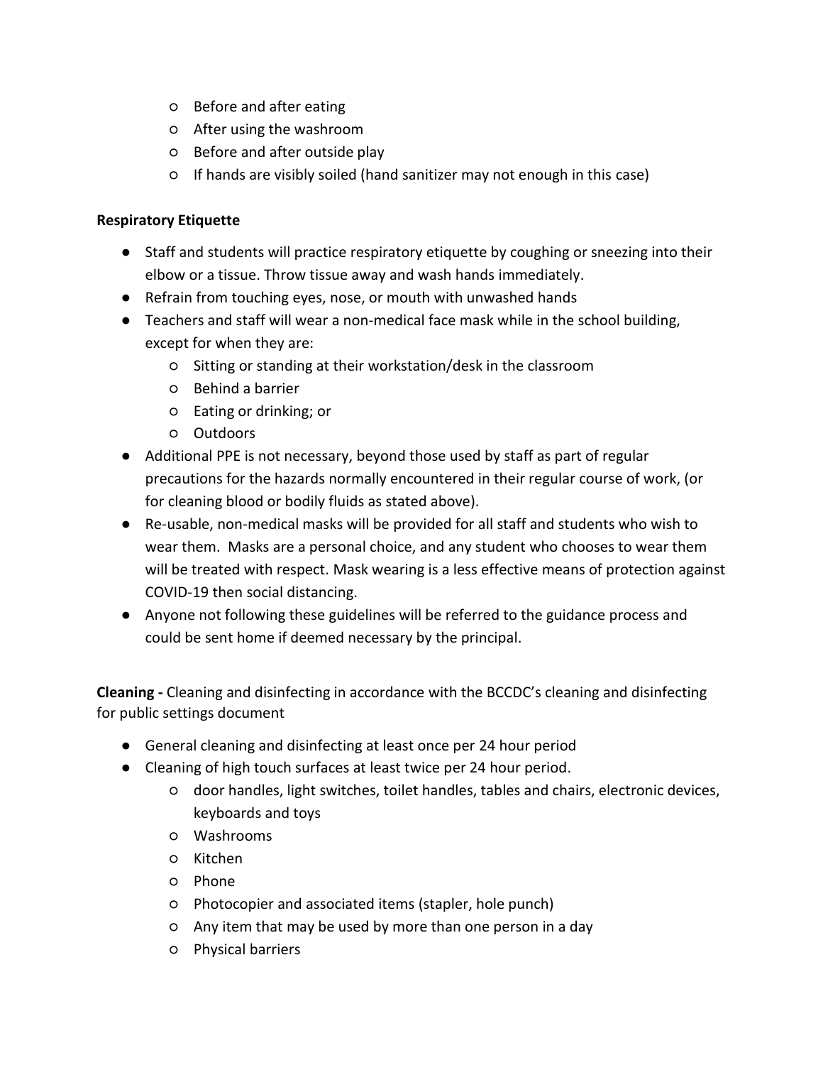- Before and after eating
  - After using the washroom
  - Before and after outside play
  - If hands are visibly soiled (hand sanitizer may not enough in this case)

**Respiratory Etiquette**

- Staff and students will practice respiratory etiquette by coughing or sneezing into their elbow or a tissue. Throw tissue away and wash hands immediately.
- Refrain from touching eyes, nose, or mouth with unwashed hands
- Teachers and staff will wear a non-medical face mask while in the school building, except for when they are:
  - Sitting or standing at their workstation/desk in the classroom
  - Behind a barrier
  - Eating or drinking; or
  - Outdoors
- Additional PPE is not necessary, beyond those used by staff as part of regular precautions for the hazards normally encountered in their regular course of work, (or for cleaning blood or bodily fluids as stated above).
- Re-usable, non-medical masks will be provided for all staff and students who wish to wear them. Masks are a personal choice, and any student who chooses to wear them will be treated with respect. Mask wearing is a less effective means of protection against COVID-19 then social distancing.
- Anyone not following these guidelines will be referred to the guidance process and could be sent home if deemed necessary by the principal.

**Cleaning -** Cleaning and disinfecting in accordance with the BCCDC's cleaning and disinfecting for public settings document

- General cleaning and disinfecting at least once per 24 hour period
- Cleaning of high touch surfaces at least twice per 24 hour period.
  - door handles, light switches, toilet handles, tables and chairs, electronic devices, keyboards and toys
  - Washrooms
  - Kitchen
  - Phone
  - Photocopier and associated items (stapler, hole punch)
  - Any item that may be used by more than one person in a day
  - Physical barriers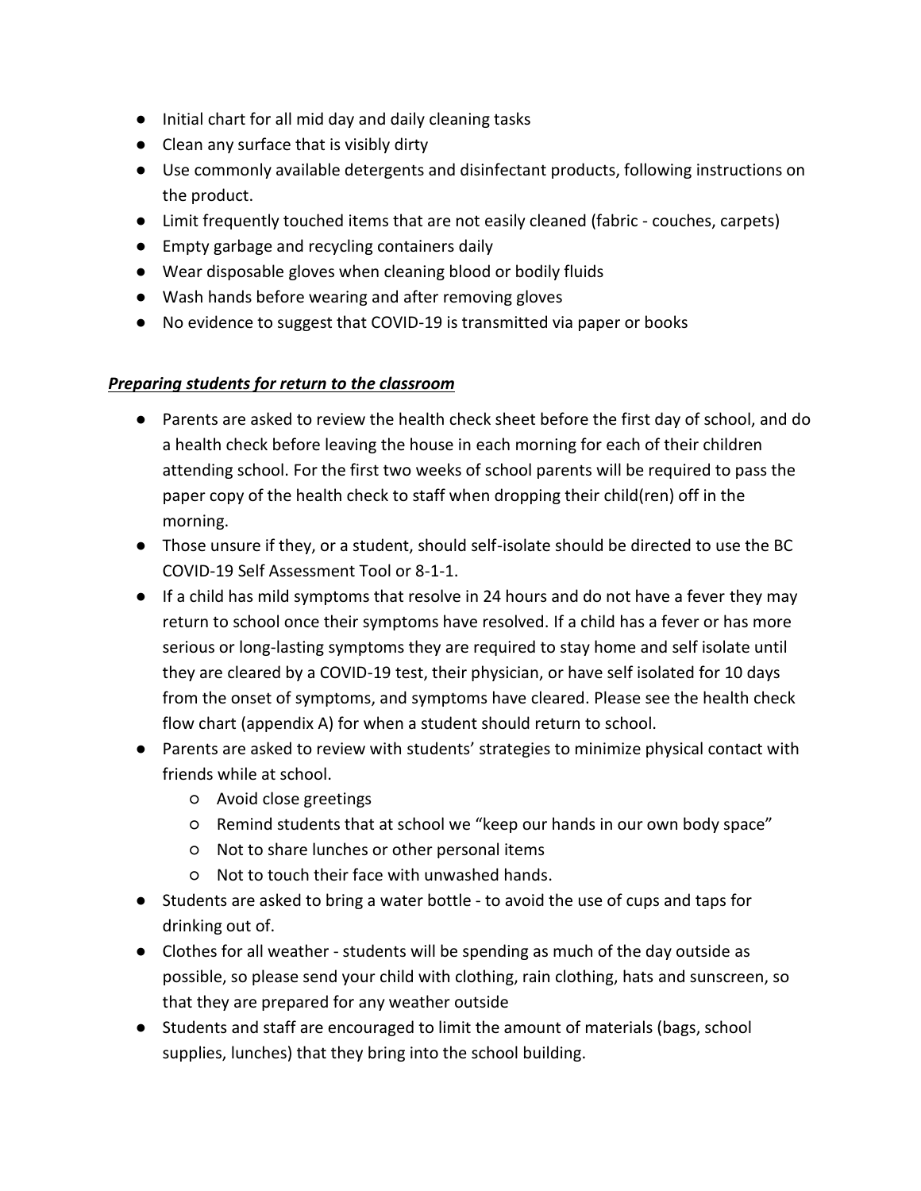- Initial chart for all mid day and daily cleaning tasks
- Clean any surface that is visibly dirty
- Use commonly available detergents and disinfectant products, following instructions on the product.
- Limit frequently touched items that are not easily cleaned (fabric - couches, carpets)
- Empty garbage and recycling containers daily
- Wear disposable gloves when cleaning blood or bodily fluids
- Wash hands before wearing and after removing gloves
- No evidence to suggest that COVID-19 is transmitted via paper or books

***Preparing students for return to the classroom***

- Parents are asked to review the health check sheet before the first day of school, and do a health check before leaving the house in each morning for each of their children attending school. For the first two weeks of school parents will be required to pass the paper copy of the health check to staff when dropping their child(ren) off in the morning.
- Those unsure if they, or a student, should self-isolate should be directed to use the BC COVID-19 Self Assessment Tool or 8-1-1.
- If a child has mild symptoms that resolve in 24 hours and do not have a fever they may return to school once their symptoms have resolved. If a child has a fever or has more serious or long-lasting symptoms they are required to stay home and self isolate until they are cleared by a COVID-19 test, their physician, or have self isolated for 10 days from the onset of symptoms, and symptoms have cleared. Please see the health check flow chart (appendix A) for when a student should return to school.
- Parents are asked to review with students' strategies to minimize physical contact with friends while at school.
    - Avoid close greetings
    - Remind students that at school we "keep our hands in our own body space"
    - Not to share lunches or other personal items
    - Not to touch their face with unwashed hands.
- Students are asked to bring a water bottle - to avoid the use of cups and taps for drinking out of.
- Clothes for all weather - students will be spending as much of the day outside as possible, so please send your child with clothing, rain clothing, hats and sunscreen, so that they are prepared for any weather outside
- Students and staff are encouraged to limit the amount of materials (bags, school supplies, lunches) that they bring into the school building.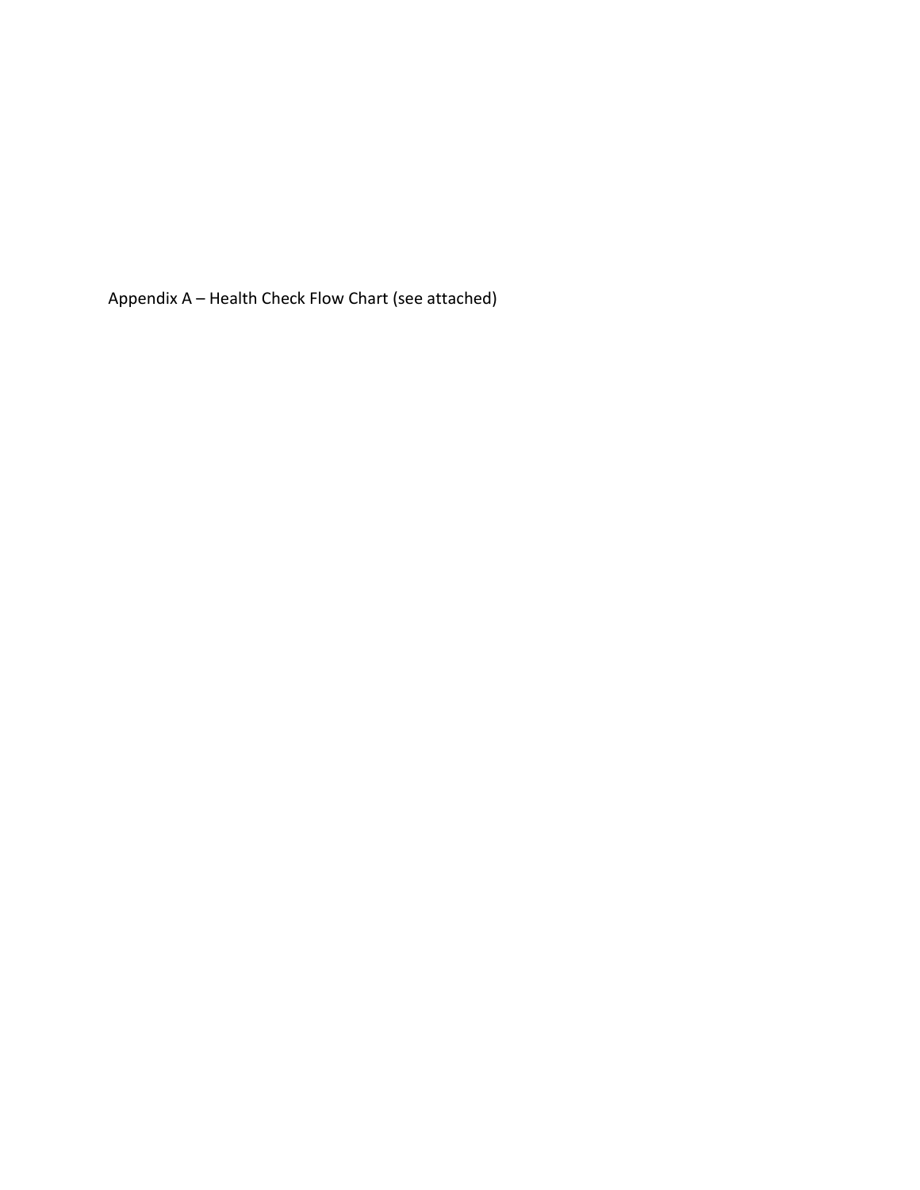Appendix A – Health Check Flow Chart (see attached)